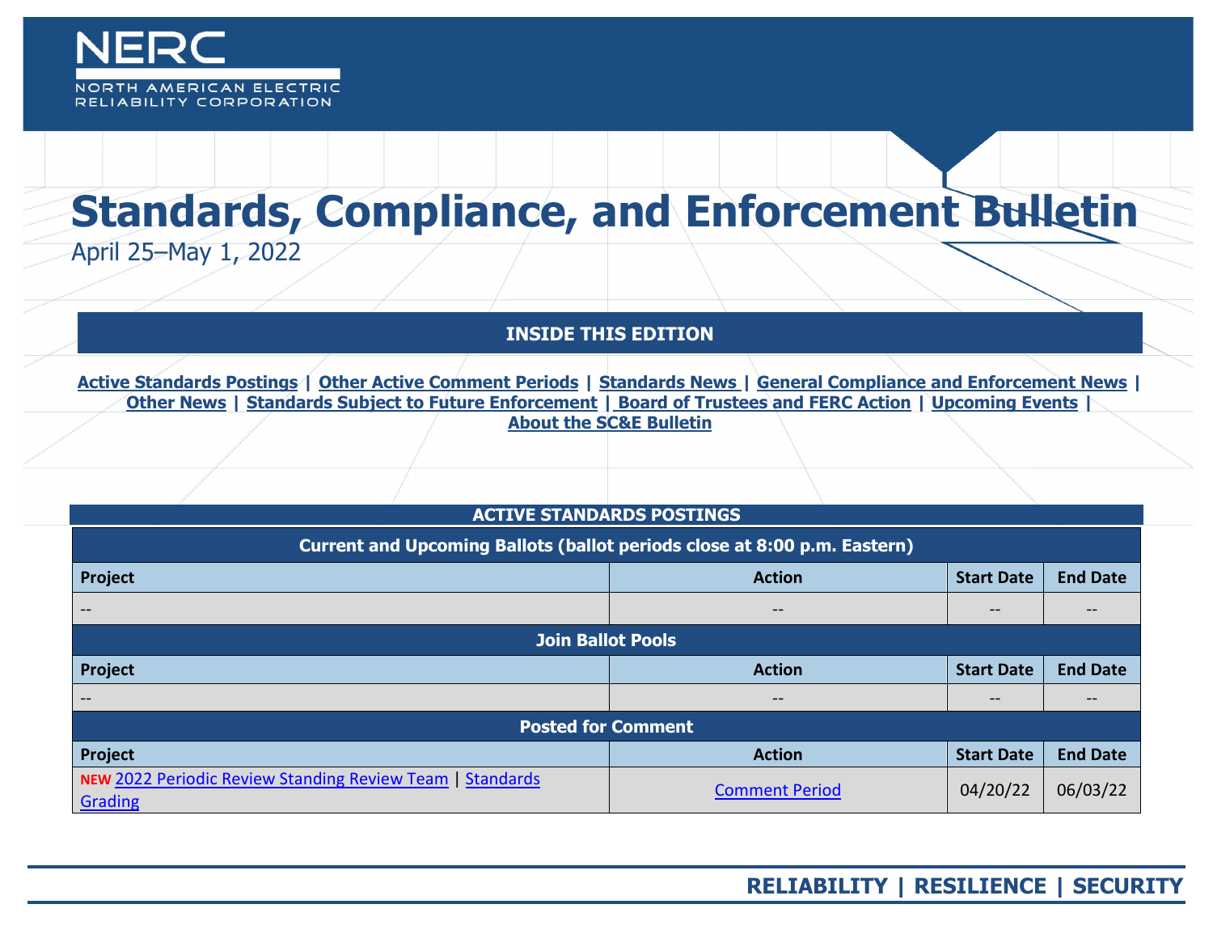NERC

NORTH AMERICAN ELECTRIC RELIABILITY CORPORATION

# Standards, Compliance, and Enforcement Bulletin

April 25–May 1, 2022

## INSIDE THIS EDITION

**Active Standards Postings | Other Active Comment Periods | Standards News | General Compliance and Enforcement News | Other News | Standards Subject to Future Enforcement | Board of Trustees and FERC Action | Upcoming Events | About the SC&E Bulletin**

## ACTIVE STANDARDS POSTINGS

| Current and Upcoming Ballots (ballot periods close at 8:00 p.m. Eastern) | | | |
|---|---|---|---|
| **Project** | **Action** | **Start Date** | **End Date** |
| -- | -- | -- | -- |
| **Join Ballot Pools** | | | |
| **Project** | **Action** | **Start Date** | **End Date** |
| -- | -- | -- | -- |
| **Posted for Comment** | | | |
| **Project** | **Action** | **Start Date** | **End Date** |
| **NEW** 2022 Periodic Review Standing Review Team \| Standards Grading | Comment Period | 04/20/22 | 06/03/22 |

**RELIABILITY | RESILIENCE | SECURITY**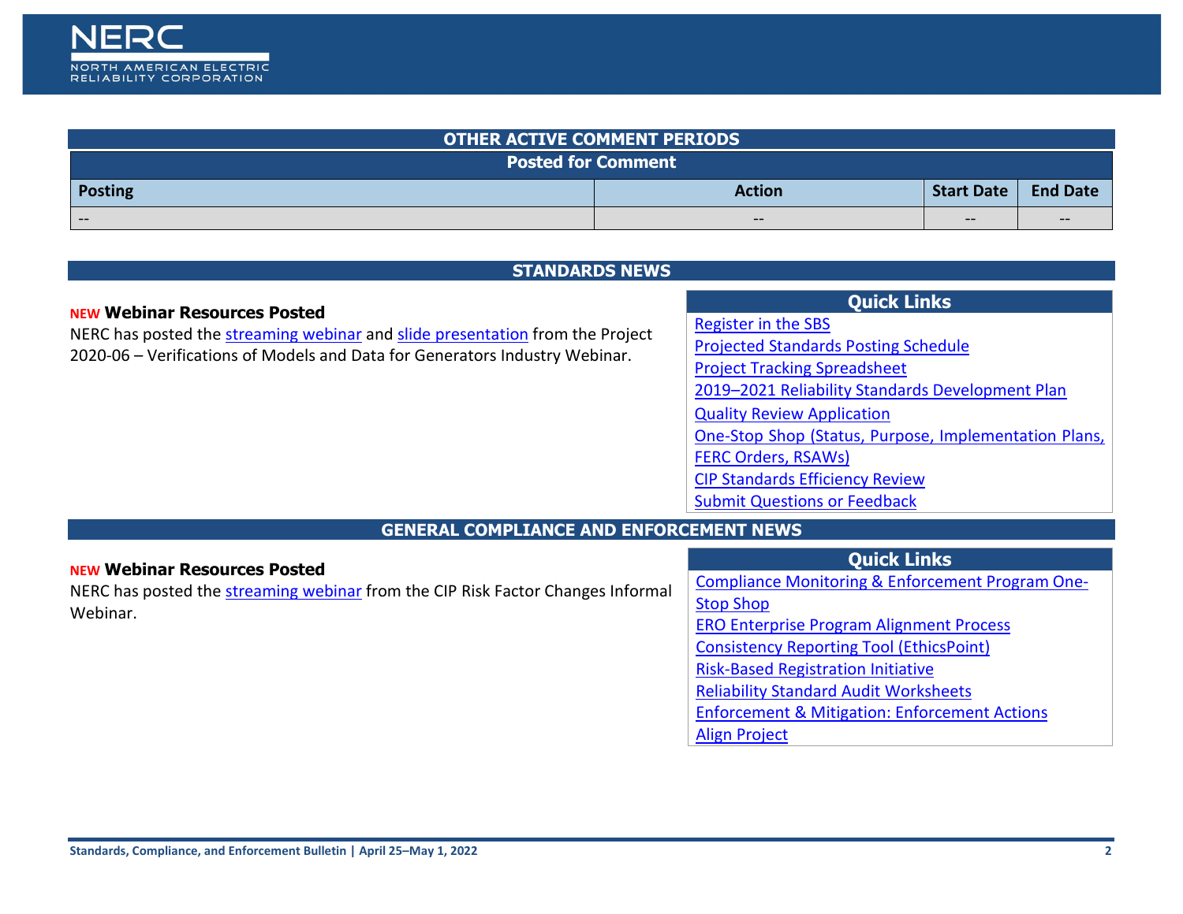## OTHER ACTIVE COMMENT PERIODS

| Posted for Comment | | | |
|---|---|---|---|
| **Posting** | **Action** | **Start Date** | **End Date** |
| -- | -- | -- | -- |

## STANDARDS NEWS

### NEW Webinar Resources Posted

NERC has posted the streaming webinar and slide presentation from the Project 2020-06 – Verifications of Models and Data for Generators Industry Webinar.

**Quick Links**

- Register in the SBS
- Projected Standards Posting Schedule
- Project Tracking Spreadsheet
- 2019–2021 Reliability Standards Development Plan
- Quality Review Application
- One-Stop Shop (Status, Purpose, Implementation Plans, FERC Orders, RSAWs)
- CIP Standards Efficiency Review
- Submit Questions or Feedback

## GENERAL COMPLIANCE AND ENFORCEMENT NEWS

### NEW Webinar Resources Posted

NERC has posted the streaming webinar from the CIP Risk Factor Changes Informal Webinar.

**Quick Links**

- Compliance Monitoring & Enforcement Program One-Stop Shop
- ERO Enterprise Program Alignment Process
- Consistency Reporting Tool (EthicsPoint)
- Risk-Based Registration Initiative
- Reliability Standard Audit Worksheets
- Enforcement & Mitigation: Enforcement Actions
- Align Project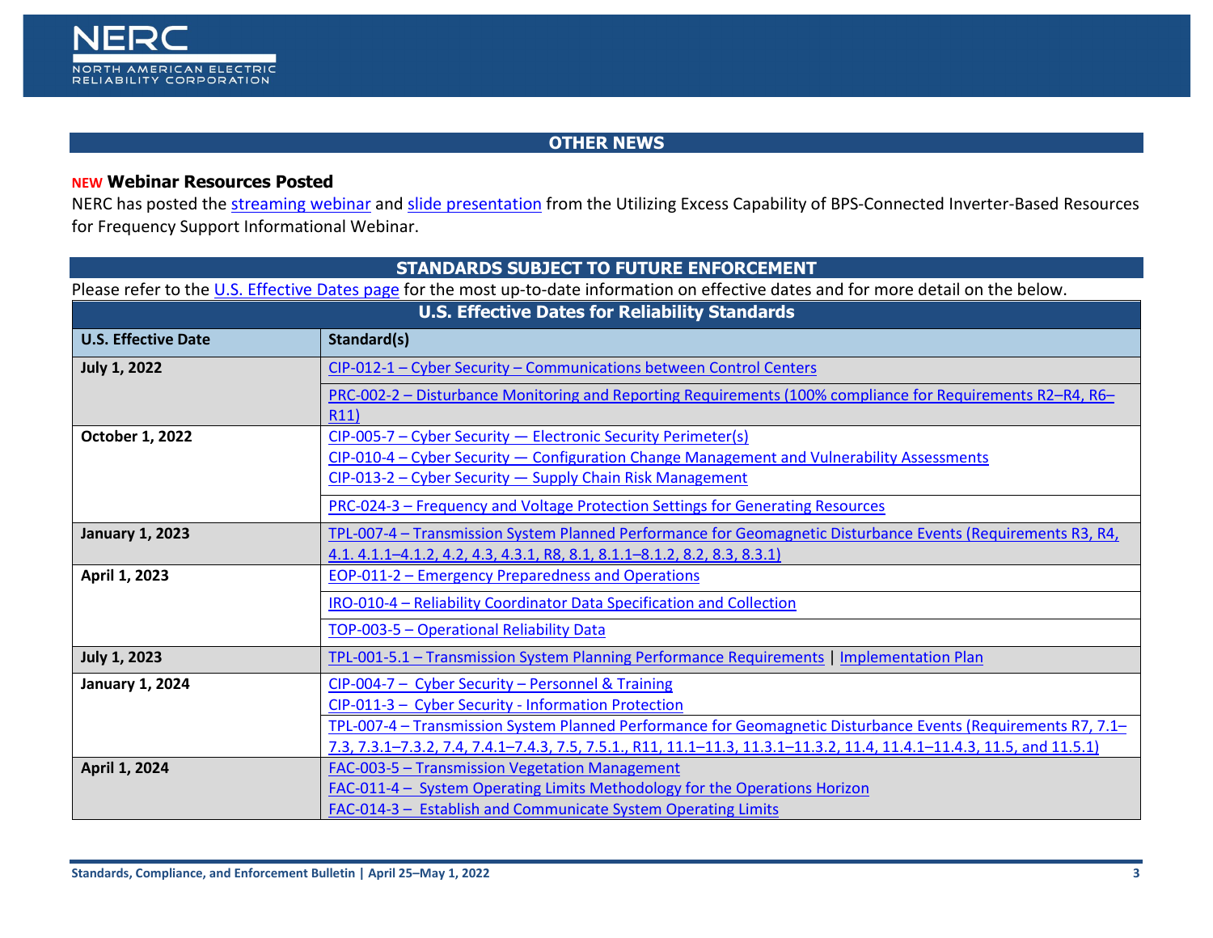## OTHER NEWS

**NEW Webinar Resources Posted**

NERC has posted the streaming webinar and slide presentation from the Utilizing Excess Capability of BPS-Connected Inverter-Based Resources for Frequency Support Informational Webinar.

## STANDARDS SUBJECT TO FUTURE ENFORCEMENT

Please refer to the U.S. Effective Dates page for the most up-to-date information on effective dates and for more detail on the below.

**U.S. Effective Dates for Reliability Standards**

| U.S. Effective Date | Standard(s) |
|---|---|
| **July 1, 2022** | CIP-012-1 – Cyber Security – Communications between Control Centers |
| | PRC-002-2 – Disturbance Monitoring and Reporting Requirements (100% compliance for Requirements R2–R4, R6–R11) |
| **October 1, 2022** | CIP-005-7 – Cyber Security — Electronic Security Perimeter(s)<br>CIP-010-4 – Cyber Security — Configuration Change Management and Vulnerability Assessments<br>CIP-013-2 – Cyber Security — Supply Chain Risk Management |
| | PRC-024-3 – Frequency and Voltage Protection Settings for Generating Resources |
| **January 1, 2023** | TPL-007-4 – Transmission System Planned Performance for Geomagnetic Disturbance Events (Requirements R3, R4, 4.1. 4.1.1–4.1.2, 4.2, 4.3, 4.3.1, R8, 8.1, 8.1.1–8.1.2, 8.2, 8.3, 8.3.1) |
| **April 1, 2023** | EOP-011-2 – Emergency Preparedness and Operations |
| | IRO-010-4 – Reliability Coordinator Data Specification and Collection |
| | TOP-003-5 – Operational Reliability Data |
| **July 1, 2023** | TPL-001-5.1 – Transmission System Planning Performance Requirements \| Implementation Plan |
| **January 1, 2024** | CIP-004-7 – Cyber Security – Personnel & Training<br>CIP-011-3 – Cyber Security - Information Protection |
| | TPL-007-4 – Transmission System Planned Performance for Geomagnetic Disturbance Events (Requirements R7, 7.1–7.3, 7.3.1–7.3.2, 7.4, 7.4.1–7.4.3, 7.5, 7.5.1., R11, 11.1–11.3, 11.3.1–11.3.2, 11.4, 11.4.1–11.4.3, 11.5, and 11.5.1) |
| **April 1, 2024** | FAC-003-5 – Transmission Vegetation Management<br>FAC-011-4 – System Operating Limits Methodology for the Operations Horizon<br>FAC-014-3 – Establish and Communicate System Operating Limits |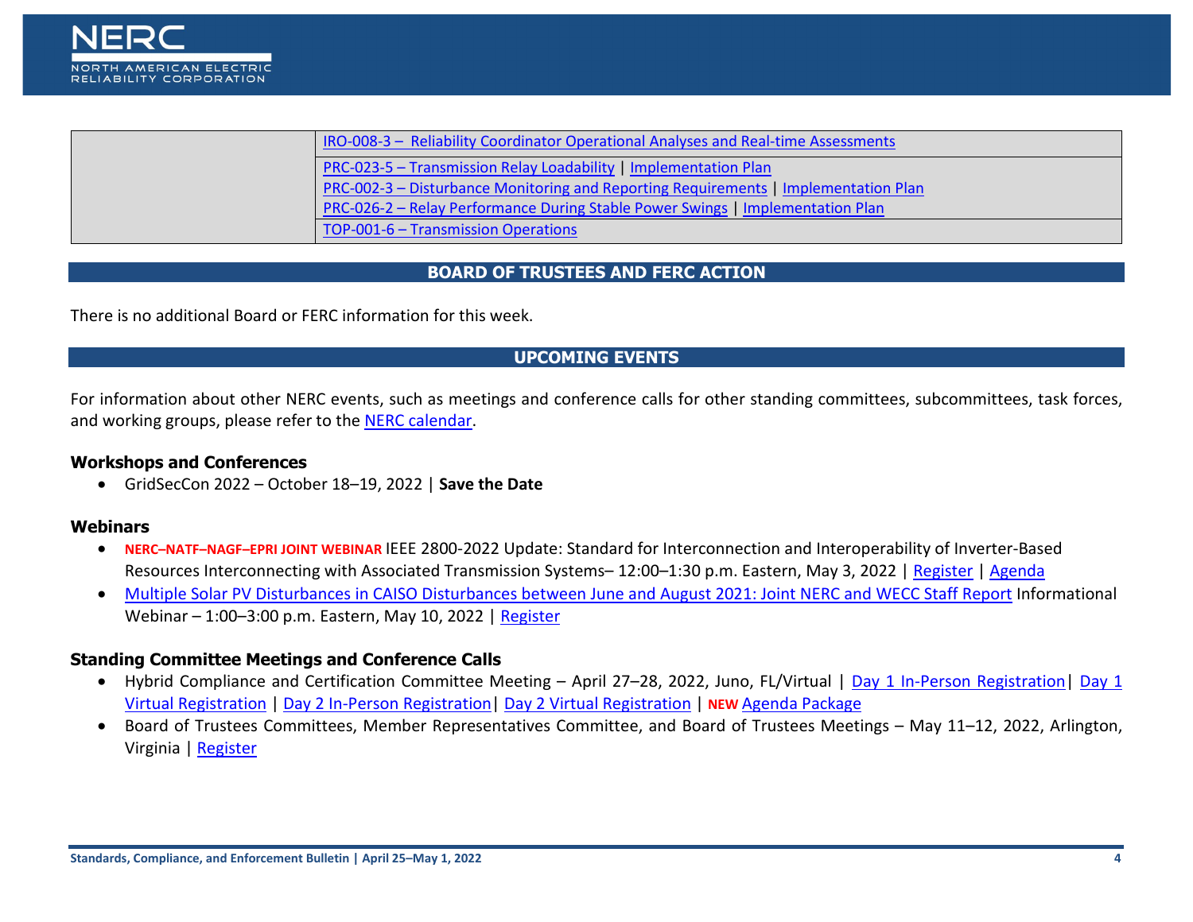| | |
|---|---|
| | IRO-008-3 – Reliability Coordinator Operational Analyses and Real-time Assessments |
| | PRC-023-5 – Transmission Relay Loadability \| Implementation Plan<br>PRC-002-3 – Disturbance Monitoring and Reporting Requirements \| Implementation Plan<br>PRC-026-2 – Relay Performance During Stable Power Swings \| Implementation Plan |
| | TOP-001-6 – Transmission Operations |

## BOARD OF TRUSTEES AND FERC ACTION

There is no additional Board or FERC information for this week.

## UPCOMING EVENTS

For information about other NERC events, such as meetings and conference calls for other standing committees, subcommittees, task forces, and working groups, please refer to the NERC calendar.

### Workshops and Conferences

- GridSecCon 2022 – October 18–19, 2022 | **Save the Date**

### Webinars

- **NERC–NATF–NAGF–EPRI JOINT WEBINAR** IEEE 2800-2022 Update: Standard for Interconnection and Interoperability of Inverter-Based Resources Interconnecting with Associated Transmission Systems– 12:00–1:30 p.m. Eastern, May 3, 2022 | Register | Agenda
- Multiple Solar PV Disturbances in CAISO Disturbances between June and August 2021: Joint NERC and WECC Staff Report Informational Webinar – 1:00–3:00 p.m. Eastern, May 10, 2022 | Register

### Standing Committee Meetings and Conference Calls

- Hybrid Compliance and Certification Committee Meeting – April 27–28, 2022, Juno, FL/Virtual | Day 1 In-Person Registration| Day 1 Virtual Registration | Day 2 In-Person Registration| Day 2 Virtual Registration | **NEW** Agenda Package
- Board of Trustees Committees, Member Representatives Committee, and Board of Trustees Meetings – May 11–12, 2022, Arlington, Virginia | Register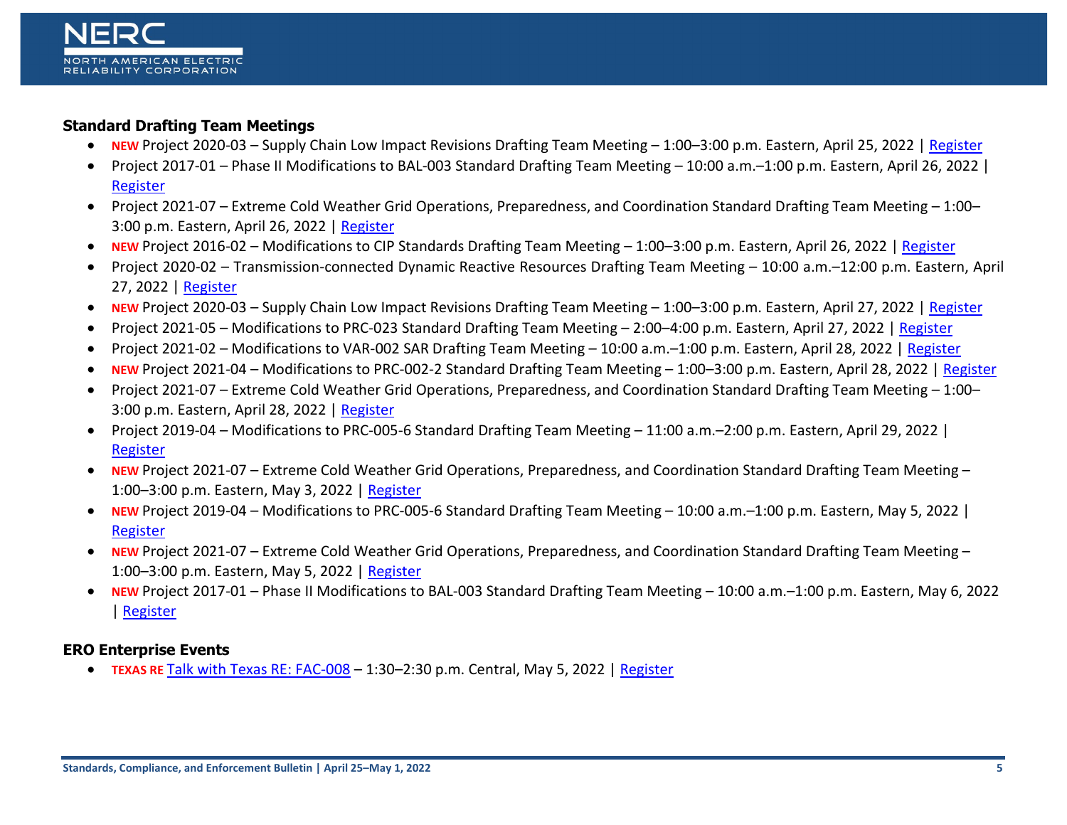### Standard Drafting Team Meetings

- **NEW** Project 2020-03 – Supply Chain Low Impact Revisions Drafting Team Meeting – 1:00–3:00 p.m. Eastern, April 25, 2022 | Register
- Project 2017-01 – Phase II Modifications to BAL-003 Standard Drafting Team Meeting – 10:00 a.m.–1:00 p.m. Eastern, April 26, 2022 | Register
- Project 2021-07 – Extreme Cold Weather Grid Operations, Preparedness, and Coordination Standard Drafting Team Meeting – 1:00–3:00 p.m. Eastern, April 26, 2022 | Register
- **NEW** Project 2016-02 – Modifications to CIP Standards Drafting Team Meeting – 1:00–3:00 p.m. Eastern, April 26, 2022 | Register
- Project 2020-02 – Transmission-connected Dynamic Reactive Resources Drafting Team Meeting – 10:00 a.m.–12:00 p.m. Eastern, April 27, 2022 | Register
- **NEW** Project 2020-03 – Supply Chain Low Impact Revisions Drafting Team Meeting – 1:00–3:00 p.m. Eastern, April 27, 2022 | Register
- Project 2021-05 – Modifications to PRC-023 Standard Drafting Team Meeting – 2:00–4:00 p.m. Eastern, April 27, 2022 | Register
- Project 2021-02 – Modifications to VAR-002 SAR Drafting Team Meeting – 10:00 a.m.–1:00 p.m. Eastern, April 28, 2022 | Register
- **NEW** Project 2021-04 – Modifications to PRC-002-2 Standard Drafting Team Meeting – 1:00–3:00 p.m. Eastern, April 28, 2022 | Register
- Project 2021-07 – Extreme Cold Weather Grid Operations, Preparedness, and Coordination Standard Drafting Team Meeting – 1:00–3:00 p.m. Eastern, April 28, 2022 | Register
- Project 2019-04 – Modifications to PRC-005-6 Standard Drafting Team Meeting – 11:00 a.m.–2:00 p.m. Eastern, April 29, 2022 | Register
- **NEW** Project 2021-07 – Extreme Cold Weather Grid Operations, Preparedness, and Coordination Standard Drafting Team Meeting – 1:00–3:00 p.m. Eastern, May 3, 2022 | Register
- **NEW** Project 2019-04 – Modifications to PRC-005-6 Standard Drafting Team Meeting – 10:00 a.m.–1:00 p.m. Eastern, May 5, 2022 | Register
- **NEW** Project 2021-07 – Extreme Cold Weather Grid Operations, Preparedness, and Coordination Standard Drafting Team Meeting – 1:00–3:00 p.m. Eastern, May 5, 2022 | Register
- **NEW** Project 2017-01 – Phase II Modifications to BAL-003 Standard Drafting Team Meeting – 10:00 a.m.–1:00 p.m. Eastern, May 6, 2022 | Register

### ERO Enterprise Events

- **TEXAS RE** Talk with Texas RE: FAC-008 – 1:30–2:30 p.m. Central, May 5, 2022 | Register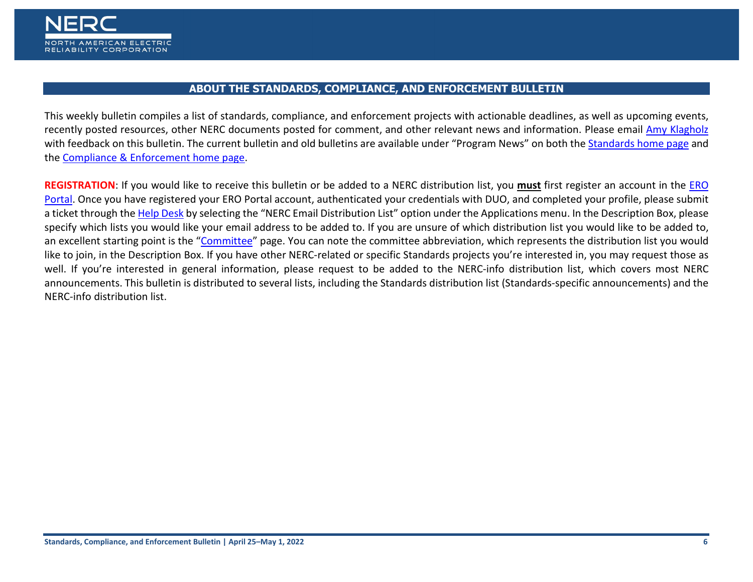## ABOUT THE STANDARDS, COMPLIANCE, AND ENFORCEMENT BULLETIN

This weekly bulletin compiles a list of standards, compliance, and enforcement projects with actionable deadlines, as well as upcoming events, recently posted resources, other NERC documents posted for comment, and other relevant news and information. Please email Amy Klagholz with feedback on this bulletin. The current bulletin and old bulletins are available under "Program News" on both the Standards home page and the Compliance & Enforcement home page.

**REGISTRATION**: If you would like to receive this bulletin or be added to a NERC distribution list, you **must** first register an account in the ERO Portal. Once you have registered your ERO Portal account, authenticated your credentials with DUO, and completed your profile, please submit a ticket through the Help Desk by selecting the "NERC Email Distribution List" option under the Applications menu. In the Description Box, please specify which lists you would like your email address to be added to. If you are unsure of which distribution list you would like to be added to, an excellent starting point is the "Committee" page. You can note the committee abbreviation, which represents the distribution list you would like to join, in the Description Box. If you have other NERC-related or specific Standards projects you're interested in, you may request those as well. If you're interested in general information, please request to be added to the NERC-info distribution list, which covers most NERC announcements. This bulletin is distributed to several lists, including the Standards distribution list (Standards-specific announcements) and the NERC-info distribution list.